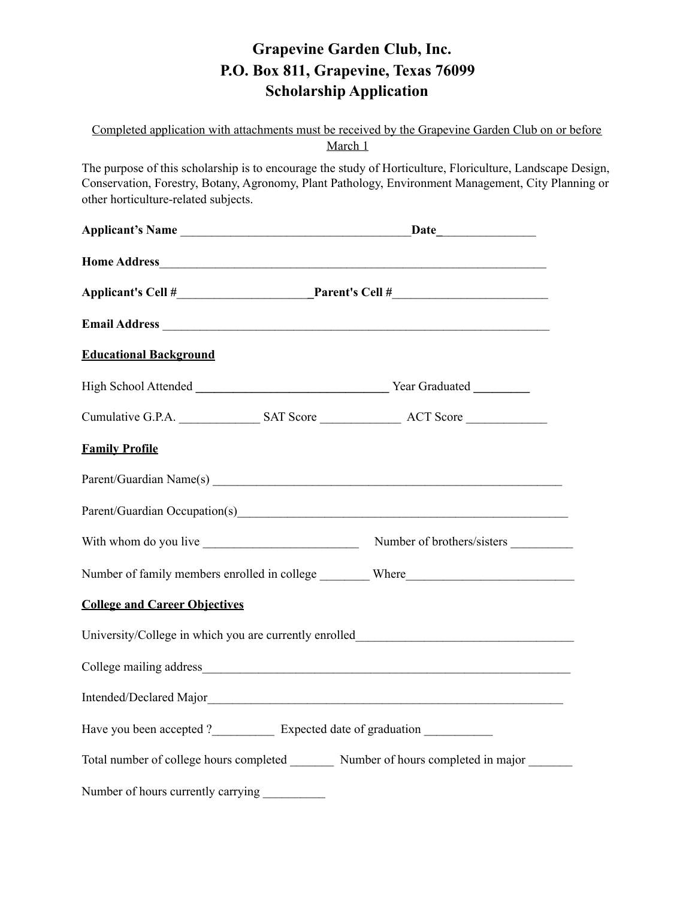# Grapevine Garden Club, Inc.
# P.O. Box 811, Grapevine, Texas 76099
# Scholarship Application

Completed application with attachments must be received by the Grapevine Garden Club on or before March 1

The purpose of this scholarship is to encourage the study of Horticulture, Floriculture, Landscape Design, Conservation, Forestry, Botany, Agronomy, Plant Pathology, Environment Management, City Planning or other horticulture-related subjects.

**Applicant's Name** ____________________________________**Date**_______________

**Home Address**____________________________________________________________

**Applicant's Cell #**_____________________**Parent's Cell #**________________________

**Email Address** ___________________________________________________________

**Educational Background**

High School Attended ______________________________ Year Graduated ________

Cumulative G.P.A. ____________ SAT Score ____________ ACT Score ____________

**Family Profile**

Parent/Guardian Name(s) ______________________________________________________

Parent/Guardian Occupation(s)__________________________________________________

With whom do you live ________________________ Number of brothers/sisters _________

Number of family members enrolled in college ________ Where__________________________

**College and Career Objectives**

University/College in which you are currently enrolled__________________________________

College mailing address__________________________________________________________

Intended/Declared Major_________________________________________________________

Have you been accepted ?__________ Expected date of graduation ___________

Total number of college hours completed _______ Number of hours completed in major _______

Number of hours currently carrying __________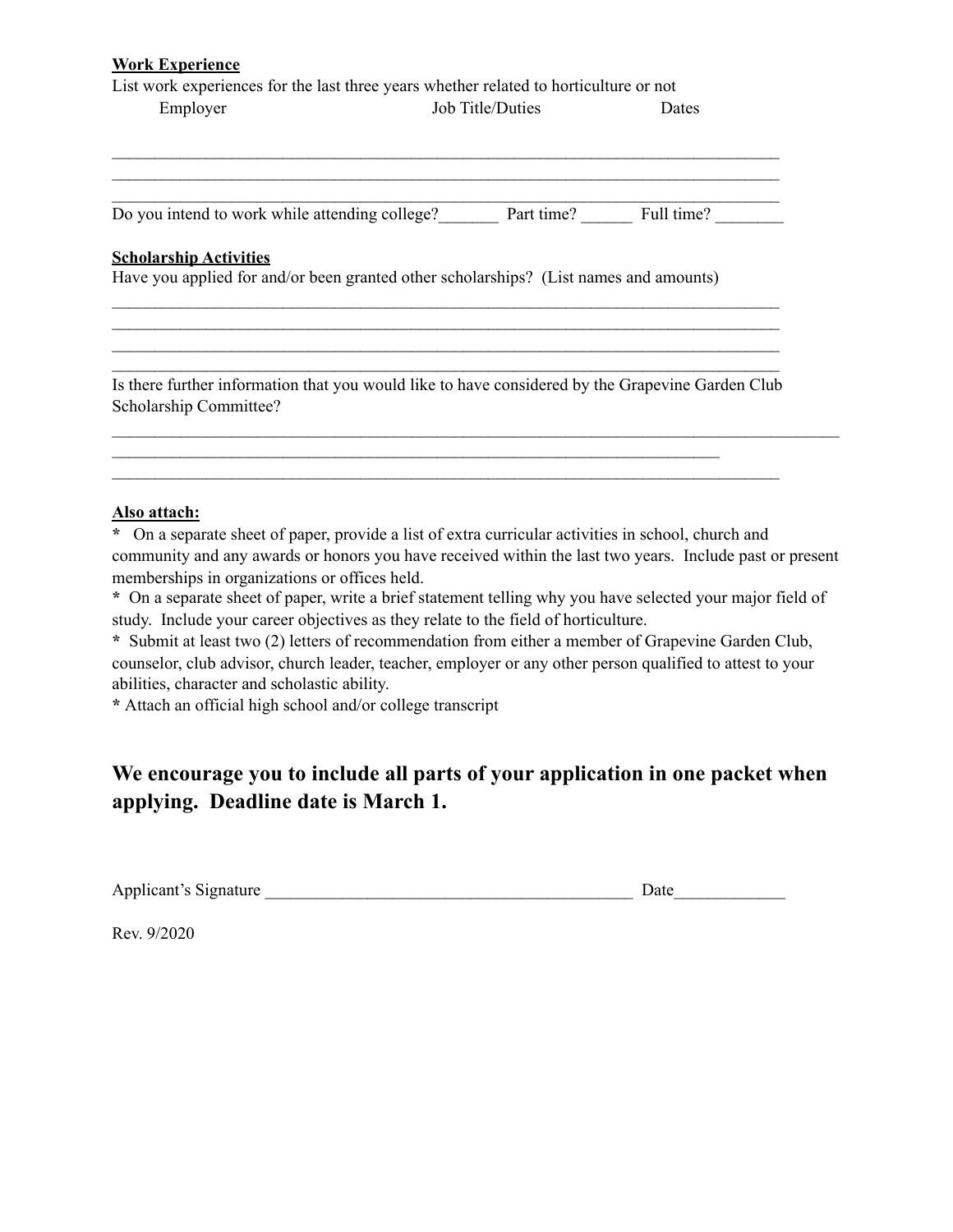**Work Experience**

List work experiences for the last three years whether related to horticulture or not

Employer Job Title/Duties Dates

\_\_\_\_\_\_\_\_\_\_\_\_\_\_\_\_\_\_\_\_\_\_\_\_\_\_\_\_\_\_\_\_\_\_\_\_\_\_\_\_\_\_\_\_\_\_\_\_\_\_\_\_\_\_\_\_\_\_\_\_\_\_\_\_\_\_\_\_\_\_\_\_\_\_\_\_\_\_\_\_\_\_

\_\_\_\_\_\_\_\_\_\_\_\_\_\_\_\_\_\_\_\_\_\_\_\_\_\_\_\_\_\_\_\_\_\_\_\_\_\_\_\_\_\_\_\_\_\_\_\_\_\_\_\_\_\_\_\_\_\_\_\_\_\_\_\_\_\_\_\_\_\_\_\_\_\_\_\_\_\_\_\_\_\_

\_\_\_\_\_\_\_\_\_\_\_\_\_\_\_\_\_\_\_\_\_\_\_\_\_\_\_\_\_\_\_\_\_\_\_\_\_\_\_\_\_\_\_\_\_\_\_\_\_\_\_\_\_\_\_\_\_\_\_\_\_\_\_\_\_\_\_\_\_\_\_\_\_\_\_\_\_\_\_\_\_\_

Do you intend to work while attending college?\_\_\_\_\_\_\_ Part time? \_\_\_\_\_\_ Full time? \_\_\_\_\_\_\_\_

**Scholarship Activities**

Have you applied for and/or been granted other scholarships? (List names and amounts)

\_\_\_\_\_\_\_\_\_\_\_\_\_\_\_\_\_\_\_\_\_\_\_\_\_\_\_\_\_\_\_\_\_\_\_\_\_\_\_\_\_\_\_\_\_\_\_\_\_\_\_\_\_\_\_\_\_\_\_\_\_\_\_\_\_\_\_\_\_\_\_\_\_\_\_\_\_\_\_\_\_\_

\_\_\_\_\_\_\_\_\_\_\_\_\_\_\_\_\_\_\_\_\_\_\_\_\_\_\_\_\_\_\_\_\_\_\_\_\_\_\_\_\_\_\_\_\_\_\_\_\_\_\_\_\_\_\_\_\_\_\_\_\_\_\_\_\_\_\_\_\_\_\_\_\_\_\_\_\_\_\_\_\_\_

\_\_\_\_\_\_\_\_\_\_\_\_\_\_\_\_\_\_\_\_\_\_\_\_\_\_\_\_\_\_\_\_\_\_\_\_\_\_\_\_\_\_\_\_\_\_\_\_\_\_\_\_\_\_\_\_\_\_\_\_\_\_\_\_\_\_\_\_\_\_\_\_\_\_\_\_\_\_\_\_\_\_

\_\_\_\_\_\_\_\_\_\_\_\_\_\_\_\_\_\_\_\_\_\_\_\_\_\_\_\_\_\_\_\_\_\_\_\_\_\_\_\_\_\_\_\_\_\_\_\_\_\_\_\_\_\_\_\_\_\_\_\_\_\_\_\_\_\_\_\_\_\_\_\_\_\_\_\_\_\_\_\_\_\_

Is there further information that you would like to have considered by the Grapevine Garden Club Scholarship Committee?

\_\_\_\_\_\_\_\_\_\_\_\_\_\_\_\_\_\_\_\_\_\_\_\_\_\_\_\_\_\_\_\_\_\_\_\_\_\_\_\_\_\_\_\_\_\_\_\_\_\_\_\_\_\_\_\_\_\_\_\_\_\_\_\_\_\_\_\_\_\_\_\_\_\_\_\_\_\_\_\_\_\_\_\_\_\_\_

\_\_\_\_\_\_\_\_\_\_\_\_\_\_\_\_\_\_\_\_\_\_\_\_\_\_\_\_\_\_\_\_\_\_\_\_\_\_\_\_\_\_\_\_\_\_\_\_\_\_\_\_\_\_\_\_\_\_\_\_\_\_\_\_\_\_\_\_\_\_\_\_\_\_\_

\_\_\_\_\_\_\_\_\_\_\_\_\_\_\_\_\_\_\_\_\_\_\_\_\_\_\_\_\_\_\_\_\_\_\_\_\_\_\_\_\_\_\_\_\_\_\_\_\_\_\_\_\_\_\_\_\_\_\_\_\_\_\_\_\_\_\_\_\_\_\_\_\_\_\_\_\_\_\_\_\_\_

**Also attach:**

- On a separate sheet of paper, provide a list of extra curricular activities in school, church and community and any awards or honors you have received within the last two years. Include past or present memberships in organizations or offices held.
- On a separate sheet of paper, write a brief statement telling why you have selected your major field of study. Include your career objectives as they relate to the field of horticulture.
- Submit at least two (2) letters of recommendation from either a member of Grapevine Garden Club, counselor, club advisor, church leader, teacher, employer or any other person qualified to attest to your abilities, character and scholastic ability.
- Attach an official high school and/or college transcript

**We encourage you to include all parts of your application in one packet when applying. Deadline date is March 1.**

Applicant's Signature \_\_\_\_\_\_\_\_\_\_\_\_\_\_\_\_\_\_\_\_\_\_\_\_\_\_\_\_\_\_\_\_\_\_\_\_\_\_\_\_\_\_\_\_ Date\_\_\_\_\_\_\_\_\_\_\_\_\_

Rev. 9/2020